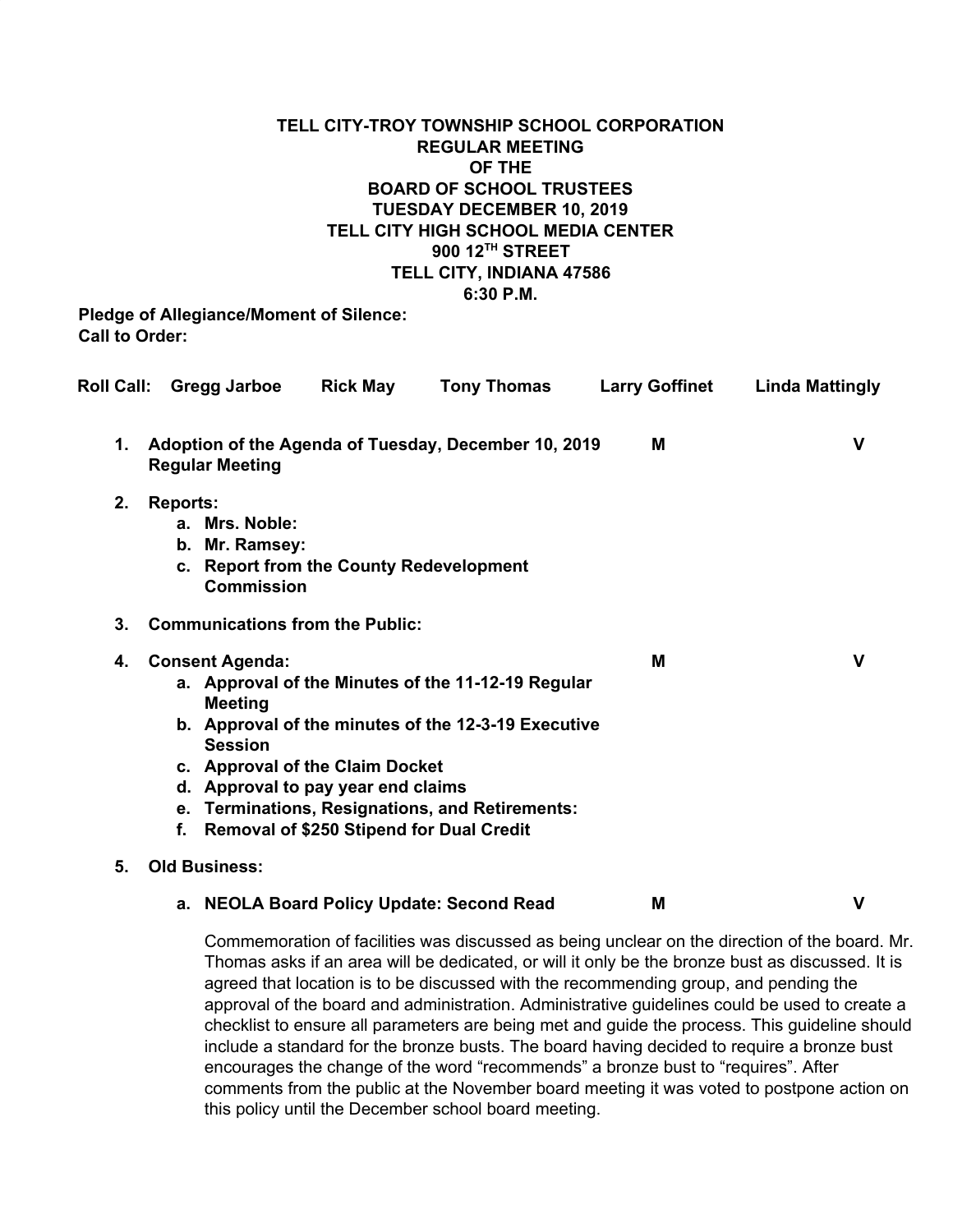**TELL CITY-TROY TOWNSHIP SCHOOL CORPORATION**
**REGULAR MEETING**
**OF THE**
**BOARD OF SCHOOL TRUSTEES**
**TUESDAY DECEMBER 10, 2019**
**TELL CITY HIGH SCHOOL MEDIA CENTER**
**900 12TH STREET**
**TELL CITY, INDIANA 47586**
**6:30 P.M.**

**Pledge of Allegiance/Moment of Silence:**
**Call to Order:**

**Roll Call:** **Gregg Jarboe** **Rick May** **Tony Thomas** **Larry Goffinet** **Linda Mattingly**

1. **Adoption of the Agenda of Tuesday, December 10, 2019 Regular Meeting** **M** **V**

2. **Reports:**
   a. **Mrs. Noble:**
   b. **Mr. Ramsey:**
   c. **Report from the County Redevelopment Commission**

3. **Communications from the Public:**

4. **Consent Agenda:** **M** **V**
   a. **Approval of the Minutes of the 11-12-19 Regular Meeting**
   b. **Approval of the minutes of the 12-3-19 Executive Session**
   c. **Approval of the Claim Docket**
   d. **Approval to pay year end claims**
   e. **Terminations, Resignations, and Retirements:**
   f. **Removal of $250 Stipend for Dual Credit**

5. **Old Business:**

   a. **NEOLA Board Policy Update: Second Read** **M** **V**

   Commemoration of facilities was discussed as being unclear on the direction of the board. Mr. Thomas asks if an area will be dedicated, or will it only be the bronze bust as discussed. It is agreed that location is to be discussed with the recommending group, and pending the approval of the board and administration. Administrative guidelines could be used to create a checklist to ensure all parameters are being met and guide the process. This guideline should include a standard for the bronze busts. The board having decided to require a bronze bust encourages the change of the word "recommends" a bronze bust to "requires". After comments from the public at the November board meeting it was voted to postpone action on this policy until the December school board meeting.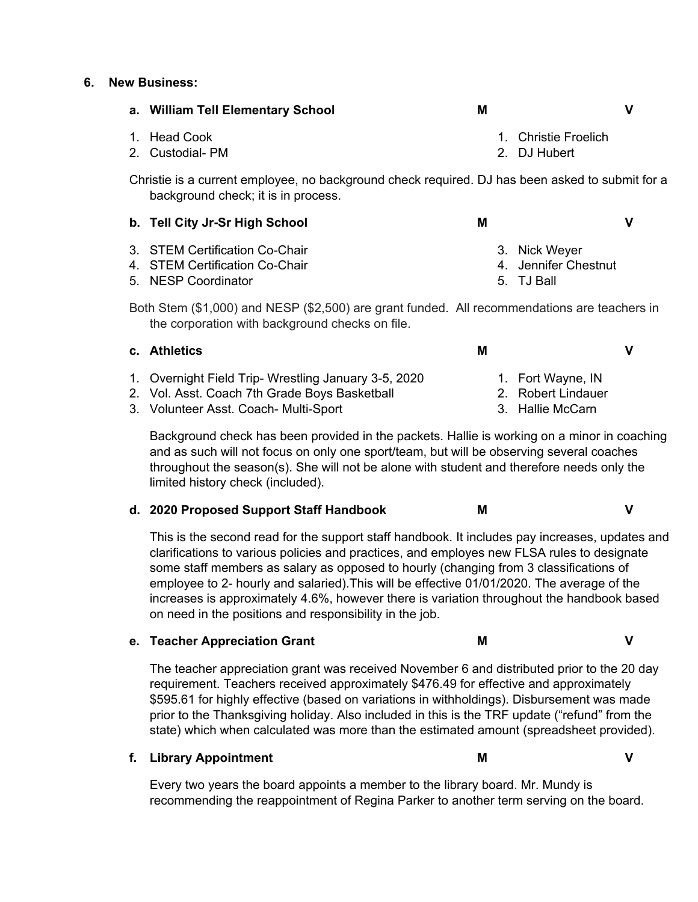## 6. New Business:

| | M | V |
|---|---|---|
| **a. William Tell Elementary School** | | |

1. Head Cook — 1. Christie Froelich
2. Custodial- PM — 2. DJ Hubert

Christie is a current employee, no background check required. DJ has been asked to submit for a background check; it is in process.

| | M | V |
|---|---|---|
| **b. Tell City Jr-Sr High School** | | |

3. STEM Certification Co-Chair — 3. Nick Weyer
4. STEM Certification Co-Chair — 4. Jennifer Chestnut
5. NESP Coordinator — 5. TJ Ball

Both Stem ($1,000) and NESP ($2,500) are grant funded. All recommendations are teachers in the corporation with background checks on file.

| | M | V |
|---|---|---|
| **c. Athletics** | | |

1. Overnight Field Trip- Wrestling January 3-5, 2020 — 1. Fort Wayne, IN
2. Vol. Asst. Coach 7th Grade Boys Basketball — 2. Robert Lindauer
3. Volunteer Asst. Coach- Multi-Sport — 3. Hallie McCarn

Background check has been provided in the packets. Hallie is working on a minor in coaching and as such will not focus on only one sport/team, but will be observing several coaches throughout the season(s). She will not be alone with student and therefore needs only the limited history check (included).

| | M | V |
|---|---|---|
| **d. 2020 Proposed Support Staff Handbook** | | |

This is the second read for the support staff handbook. It includes pay increases, updates and clarifications to various policies and practices, and employes new FLSA rules to designate some staff members as salary as opposed to hourly (changing from 3 classifications of employee to 2- hourly and salaried).This will be effective 01/01/2020. The average of the increases is approximately 4.6%, however there is variation throughout the handbook based on need in the positions and responsibility in the job.

| | M | V |
|---|---|---|
| **e. Teacher Appreciation Grant** | | |

The teacher appreciation grant was received November 6 and distributed prior to the 20 day requirement. Teachers received approximately $476.49 for effective and approximately $595.61 for highly effective (based on variations in withholdings). Disbursement was made prior to the Thanksgiving holiday. Also included in this is the TRF update ("refund" from the state) which when calculated was more than the estimated amount (spreadsheet provided).

| | M | V |
|---|---|---|
| **f. Library Appointment** | | |

Every two years the board appoints a member to the library board. Mr. Mundy is recommending the reappointment of Regina Parker to another term serving on the board.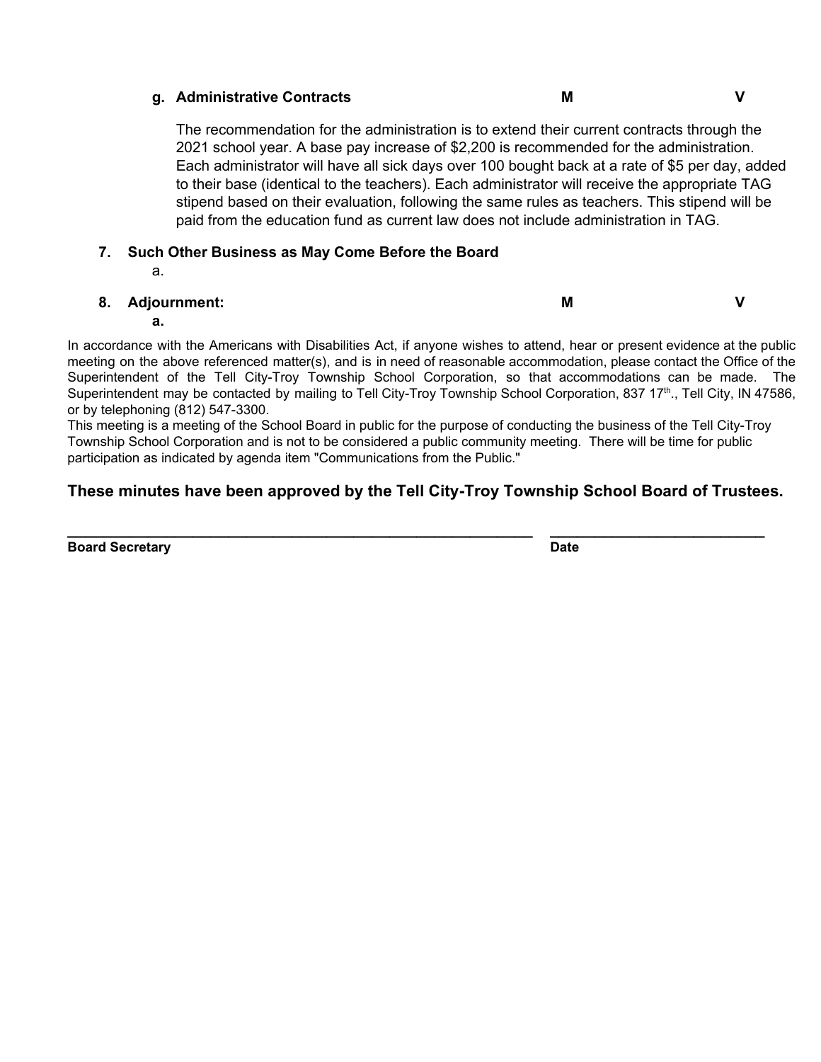**g. Administrative Contracts** **M** **V**

The recommendation for the administration is to extend their current contracts through the 2021 school year. A base pay increase of $2,200 is recommended for the administration. Each administrator will have all sick days over 100 bought back at a rate of $5 per day, added to their base (identical to the teachers). Each administrator will receive the appropriate TAG stipend based on their evaluation, following the same rules as teachers. This stipend will be paid from the education fund as current law does not include administration in TAG.

**7. Such Other Business as May Come Before the Board**

a.

**8. Adjournment:** **M** **V**

**a.**

In accordance with the Americans with Disabilities Act, if anyone wishes to attend, hear or present evidence at the public meeting on the above referenced matter(s), and is in need of reasonable accommodation, please contact the Office of the Superintendent of the Tell City-Troy Township School Corporation, so that accommodations can be made. The Superintendent may be contacted by mailing to Tell City-Troy Township School Corporation, 837 17th., Tell City, IN 47586, or by telephoning (812) 547-3300.

This meeting is a meeting of the School Board in public for the purpose of conducting the business of the Tell City-Troy Township School Corporation and is not to be considered a public community meeting. There will be time for public participation as indicated by agenda item "Communications from the Public."

### These minutes have been approved by the Tell City-Troy Township School Board of Trustees.

______________________________________________ ______________________

**Board Secretary** **Date**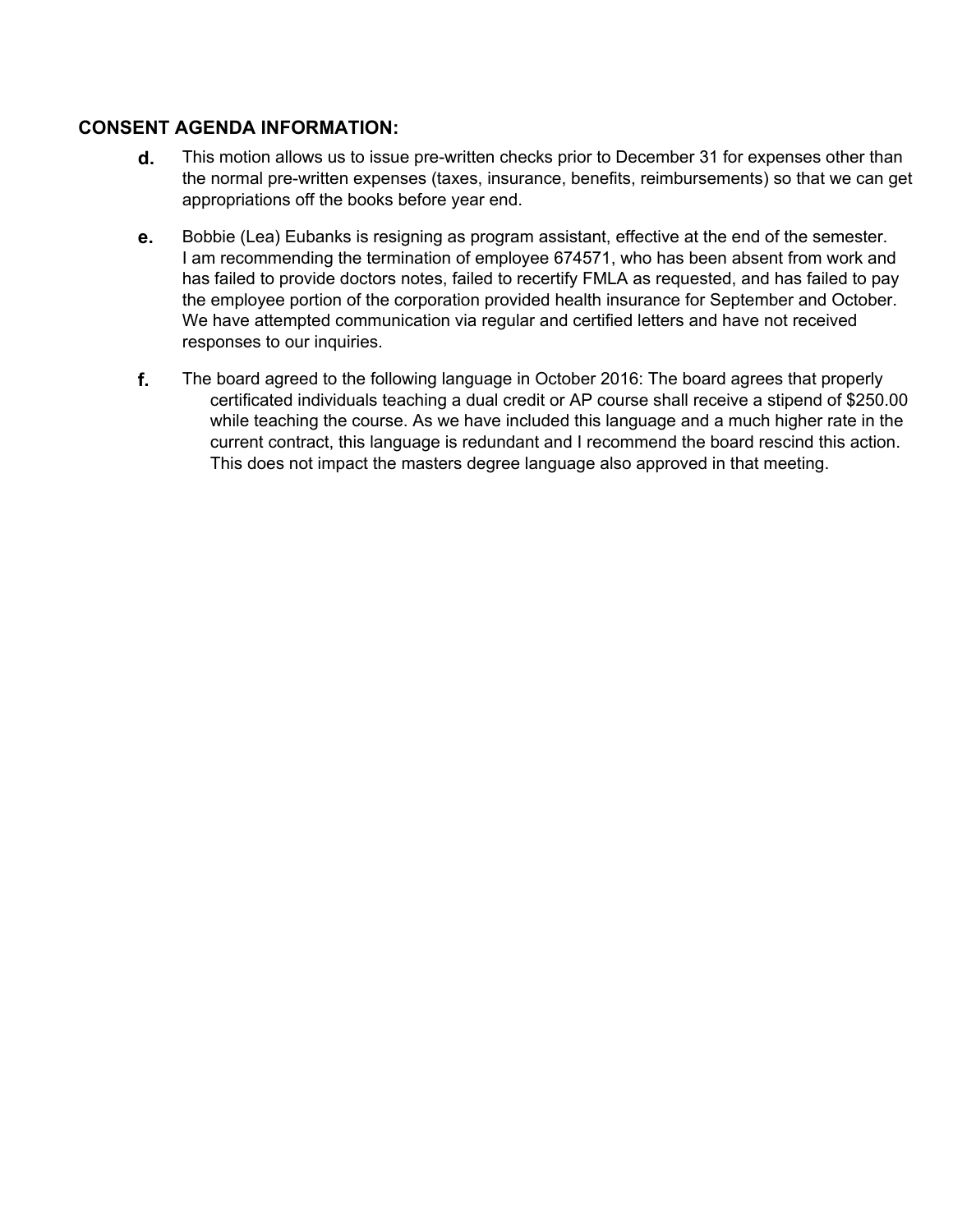**CONSENT AGENDA INFORMATION:**

**d.** This motion allows us to issue pre-written checks prior to December 31 for expenses other than the normal pre-written expenses (taxes, insurance, benefits, reimbursements) so that we can get appropriations off the books before year end.

**e.** Bobbie (Lea) Eubanks is resigning as program assistant, effective at the end of the semester. I am recommending the termination of employee 674571, who has been absent from work and has failed to provide doctors notes, failed to recertify FMLA as requested, and has failed to pay the employee portion of the corporation provided health insurance for September and October. We have attempted communication via regular and certified letters and have not received responses to our inquiries.

**f.** The board agreed to the following language in October 2016: The board agrees that properly certificated individuals teaching a dual credit or AP course shall receive a stipend of $250.00 while teaching the course. As we have included this language and a much higher rate in the current contract, this language is redundant and I recommend the board rescind this action. This does not impact the masters degree language also approved in that meeting.